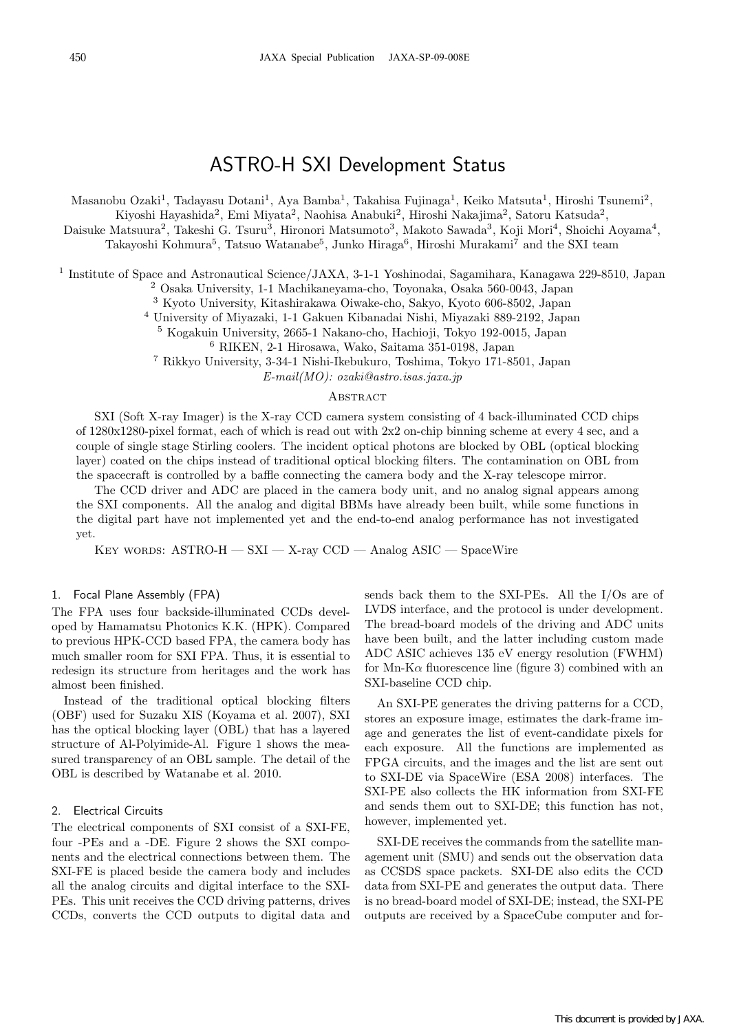# ASTRO-H SXI Development Status

Masanobu Ozaki[1], Tadayasu Dotani[1], Aya Bamba[1], Takahisa Fujinaga[1], Keiko Matsuta[1], Hiroshi Tsunemi[2], Kiyoshi Hayashida[2], Emi Miyata[2], Naohisa Anabuki[2], Hiroshi Nakajima[2], Satoru Katsuda[2], Daisuke Matsuura[2], Takeshi G. Tsuru[3], Hironori Matsumoto[3], Makoto Sawada[3], Koji Mori[4], Shoichi Aoyama[4], Takayoshi Kohmura[5], Tatsuo Watanabe[5], Junko Hiraga[6], Hiroshi Murakami[7] and the SXI team

[1] Institute of Space and Astronautical Science/JAXA, 3-1-1 Yoshinodai, Sagamihara, Kanagawa 229-8510, Japan
[2] Osaka University, 1-1 Machikaneyama-cho, Toyonaka, Osaka 560-0043, Japan
[3] Kyoto University, Kitashirakawa Oiwake-cho, Sakyo, Kyoto 606-8502, Japan
[4] University of Miyazaki, 1-1 Gakuen Kibanadai Nishi, Miyazaki 889-2192, Japan
[5] Kogakuin University, 2665-1 Nakano-cho, Hachioji, Tokyo 192-0015, Japan
[6] RIKEN, 2-1 Hirosawa, Wako, Saitama 351-0198, Japan
[7] Rikkyo University, 3-34-1 Nishi-Ikebukuro, Toshima, Tokyo 171-8501, Japan

*E-mail(MO): ozaki@astro.isas.jaxa.jp*

## Abstract

SXI (Soft X-ray Imager) is the X-ray CCD camera system consisting of 4 back-illuminated CCD chips of 1280x1280-pixel format, each of which is read out with 2x2 on-chip binning scheme at every 4 sec, and a couple of single stage Stirling coolers. The incident optical photons are blocked by OBL (optical blocking layer) coated on the chips instead of traditional optical blocking filters. The contamination on OBL from the spacecraft is controlled by a baffle connecting the camera body and the X-ray telescope mirror.

The CCD driver and ADC are placed in the camera body unit, and no analog signal appears among the SXI components. All the analog and digital BBMs have already been built, while some functions in the digital part have not implemented yet and the end-to-end analog performance has not investigated yet.

Key words: ASTRO-H — SXI — X-ray CCD — Analog ASIC — SpaceWire

## 1. Focal Plane Assembly (FPA)

The FPA uses four backside-illuminated CCDs developed by Hamamatsu Photonics K.K. (HPK). Compared to previous HPK-CCD based FPA, the camera body has much smaller room for SXI FPA. Thus, it is essential to redesign its structure from heritages and the work has almost been finished.

Instead of the traditional optical blocking filters (OBF) used for Suzaku XIS (Koyama et al. 2007), SXI has the optical blocking layer (OBL) that has a layered structure of Al-Polyimide-Al. Figure 1 shows the measured transparency of an OBL sample. The detail of the OBL is described by Watanabe et al. 2010.

## 2. Electrical Circuits

The electrical components of SXI consist of a SXI-FE, four -PEs and a -DE. Figure 2 shows the SXI components and the electrical connections between them. The SXI-FE is placed beside the camera body and includes all the analog circuits and digital interface to the SXI-PEs. This unit receives the CCD driving patterns, drives CCDs, converts the CCD outputs to digital data and sends back them to the SXI-PEs. All the I/Os are of LVDS interface, and the protocol is under development. The bread-board models of the driving and ADC units have been built, and the latter including custom made ADC ASIC achieves 135 eV energy resolution (FWHM) for Mn-K$\alpha$ fluorescence line (figure 3) combined with an SXI-baseline CCD chip.

An SXI-PE generates the driving patterns for a CCD, stores an exposure image, estimates the dark-frame image and generates the list of event-candidate pixels for each exposure. All the functions are implemented as FPGA circuits, and the images and the list are sent out to SXI-DE via SpaceWire (ESA 2008) interfaces. The SXI-PE also collects the HK information from SXI-FE and sends them out to SXI-DE; this function has not, however, implemented yet.

SXI-DE receives the commands from the satellite management unit (SMU) and sends out the observation data as CCSDS space packets. SXI-DE also edits the CCD data from SXI-PE and generates the output data. There is no bread-board model of SXI-DE; instead, the SXI-PE outputs are received by a SpaceCube computer and for-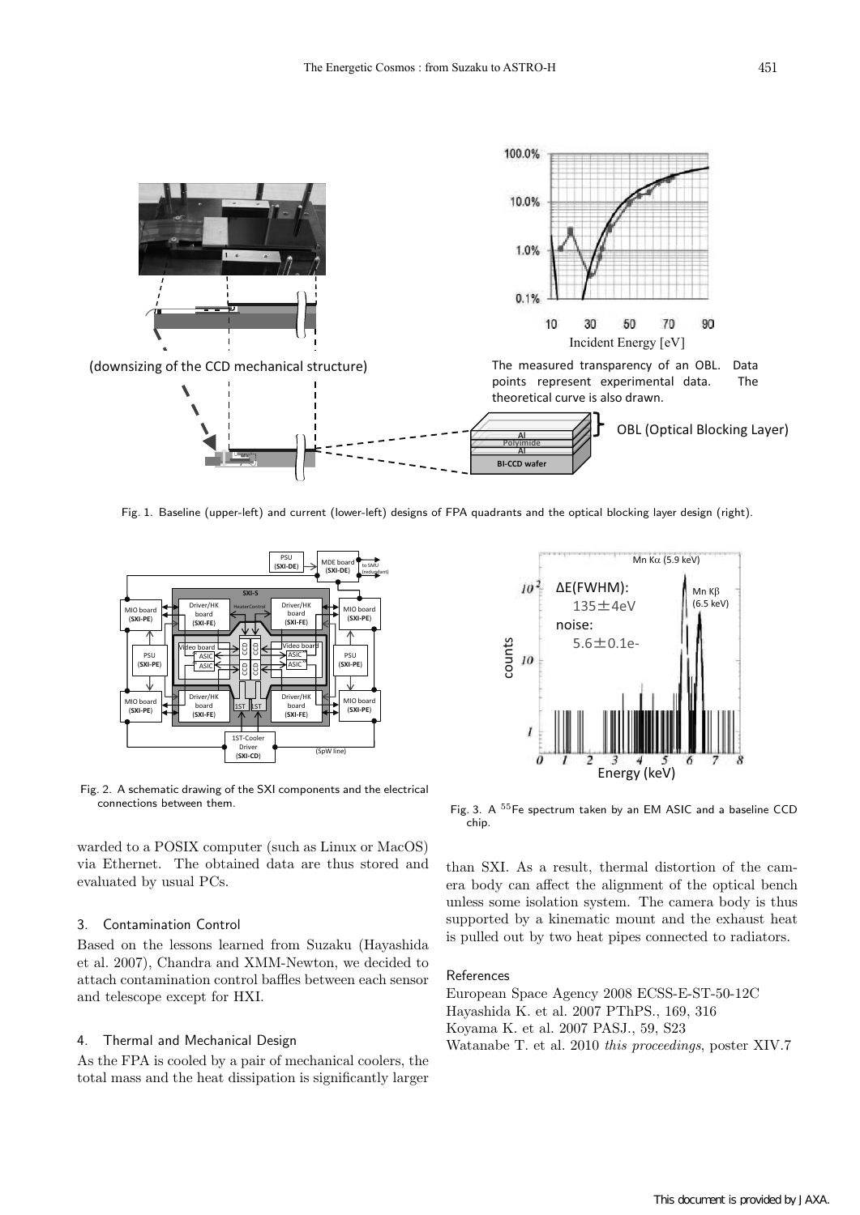(downsizing of the CCD mechanical structure)

100.0%
10.0%
1.0%
0.1%
10 30 50 70 90
Incident Energy [eV]

The measured transparency of an OBL. Data points represent experimental data. The theoretical curve is also drawn.

Al
Polyimide
Al
BI-CCD wafer

OBL (Optical Blocking Layer)

Fig. 1. Baseline (upper-left) and current (lower-left) designs of FPA quadrants and the optical blocking layer design (right).

PSU (SXI-DE)
MDE board (SXI-DE)
to SMU (redundant)
SXI-S
MIO board (SXI-PE)
Driver/HK board (SXI-FE)
HeaterControl
Driver/HK board (SXI-FE)
MIO board (SXI-PE)
PSU (SXI-PE)
Video board
ASIC
ASIC
CCD
CCD
CCD
CCD
Video board
ASIC
ASIC
PSU (SXI-PE)
MIO board (SXI-PE)
Driver/HK board (SXI-FE)
1ST
1ST
Driver/HK board (SXI-FE)
MIO board (SXI-PE)
1ST-Cooler Driver (SXI-CD)
(SpW line)

Fig. 2. A schematic drawing of the SXI components and the electrical connections between them.

Mn Kα (5.9 keV)
Mn Kβ (6.5 keV)
ΔE(FWHM): 135±4eV
noise: 5.6±0.1e-
counts
$10^2$
10
1
0 1 2 3 4 5 6 7 8
Energy (keV)

Fig. 3. A $^{55}$Fe spectrum taken by an EM ASIC and a baseline CCD chip.

warded to a POSIX computer (such as Linux or MacOS) via Ethernet. The obtained data are thus stored and evaluated by usual PCs.

## 3. Contamination Control

Based on the lessons learned from Suzaku (Hayashida et al. 2007), Chandra and XMM-Newton, we decided to attach contamination control baffles between each sensor and telescope except for HXI.

## 4. Thermal and Mechanical Design

As the FPA is cooled by a pair of mechanical coolers, the total mass and the heat dissipation is significantly larger than SXI. As a result, thermal distortion of the camera body can affect the alignment of the optical bench unless some isolation system. The camera body is thus supported by a kinematic mount and the exhaust heat is pulled out by two heat pipes connected to radiators.

## References

European Space Agency 2008 ECSS-E-ST-50-12C
Hayashida K. et al. 2007 PThPS., 169, 316
Koyama K. et al. 2007 PASJ., 59, S23
Watanabe T. et al. 2010 *this proceedings*, poster XIV.7